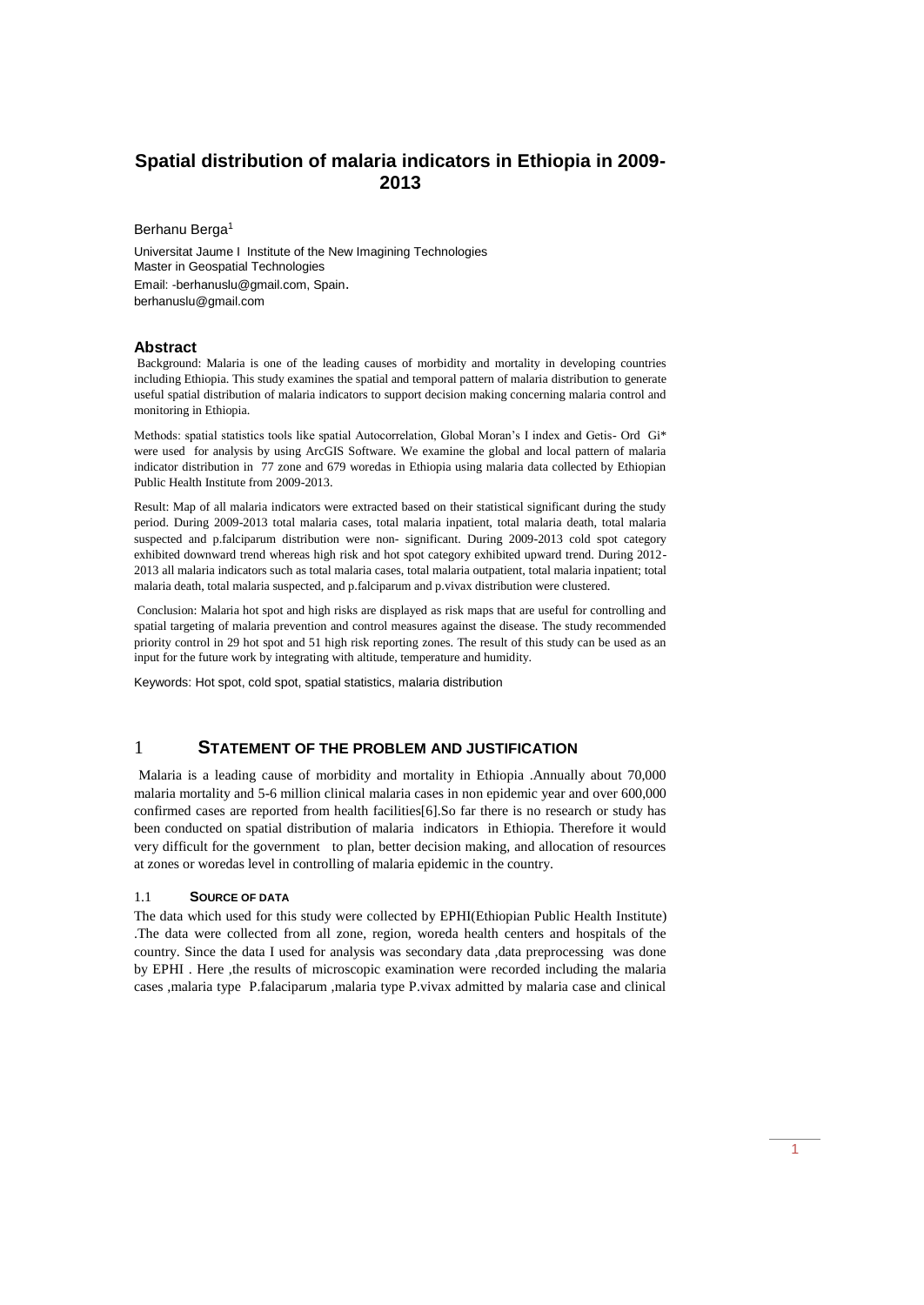# Spatial distribution of malaria indicators in Ethiopia in 2009-2013

Berhanu Berga[1]

Universitat Jaume I Institute of the New Imagining Technologies
Master in Geospatial Technologies
Email: -berhanuslu@gmail.com, Spain.
berhanuslu@gmail.com

### Abstract

Background: Malaria is one of the leading causes of morbidity and mortality in developing countries including Ethiopia. This study examines the spatial and temporal pattern of malaria distribution to generate useful spatial distribution of malaria indicators to support decision making concerning malaria control and monitoring in Ethiopia.

Methods: spatial statistics tools like spatial Autocorrelation, Global Moran's I index and Getis- Ord Gi* were used for analysis by using ArcGIS Software. We examine the global and local pattern of malaria indicator distribution in 77 zone and 679 woredas in Ethiopia using malaria data collected by Ethiopian Public Health Institute from 2009-2013.

Result: Map of all malaria indicators were extracted based on their statistical significant during the study period. During 2009-2013 total malaria cases, total malaria inpatient, total malaria death, total malaria suspected and p.falciparum distribution were non- significant. During 2009-2013 cold spot category exhibited downward trend whereas high risk and hot spot category exhibited upward trend. During 2012-2013 all malaria indicators such as total malaria cases, total malaria outpatient, total malaria inpatient; total malaria death, total malaria suspected, and p.falciparum and p.vivax distribution were clustered.

Conclusion: Malaria hot spot and high risks are displayed as risk maps that are useful for controlling and spatial targeting of malaria prevention and control measures against the disease. The study recommended priority control in 29 hot spot and 51 high risk reporting zones. The result of this study can be used as an input for the future work by integrating with altitude, temperature and humidity.

Keywords: Hot spot, cold spot, spatial statistics, malaria distribution

## 1 STATEMENT OF THE PROBLEM AND JUSTIFICATION

Malaria is a leading cause of morbidity and mortality in Ethiopia .Annually about 70,000 malaria mortality and 5-6 million clinical malaria cases in non epidemic year and over 600,000 confirmed cases are reported from health facilities[6].So far there is no research or study has been conducted on spatial distribution of malaria indicators in Ethiopia. Therefore it would very difficult for the government to plan, better decision making, and allocation of resources at zones or woredas level in controlling of malaria epidemic in the country.

### 1.1 SOURCE OF DATA

The data which used for this study were collected by EPHI(Ethiopian Public Health Institute) .The data were collected from all zone, region, woreda health centers and hospitals of the country. Since the data I used for analysis was secondary data ,data preprocessing was done by EPHI . Here ,the results of microscopic examination were recorded including the malaria cases ,malaria type P.falaciparum ,malaria type P.vivax admitted by malaria case and clinical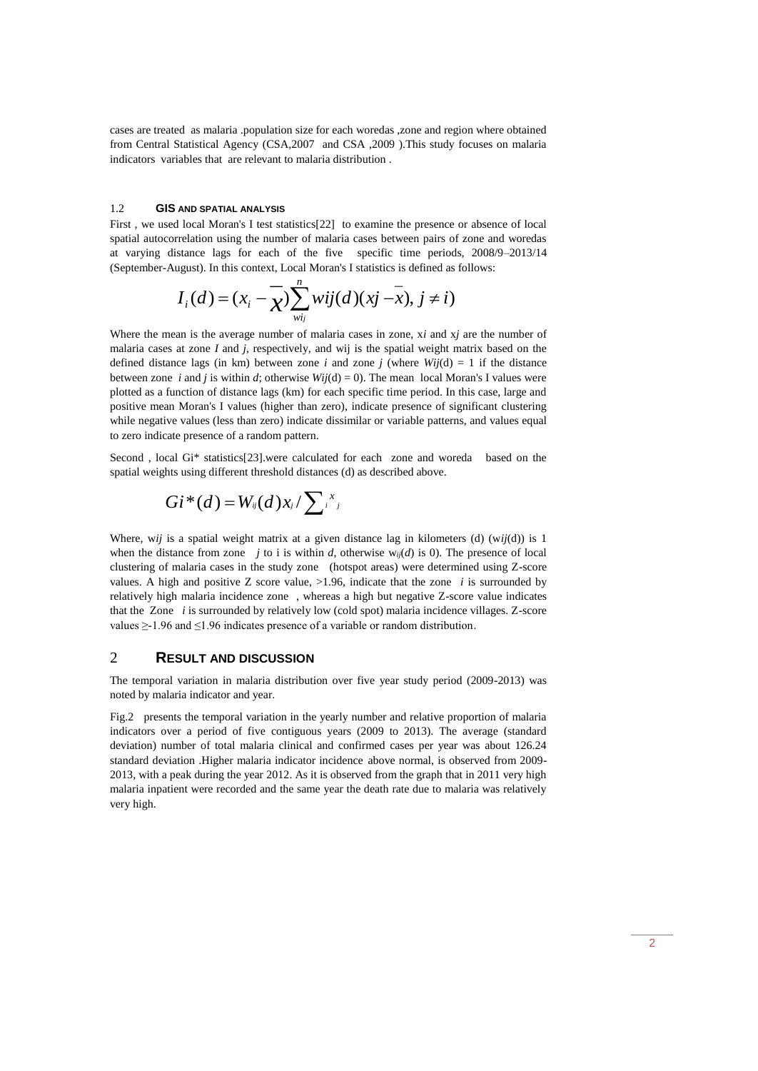cases are treated as malaria .population size for each woredas ,zone and region where obtained from Central Statistical Agency (CSA,2007 and CSA ,2009 ).This study focuses on malaria indicators variables that are relevant to malaria distribution .

### 1.2 GIS AND SPATIAL ANALYSIS

First , we used local Moran's I test statistics[22] to examine the presence or absence of local spatial autocorrelation using the number of malaria cases between pairs of zone and woredas at varying distance lags for each of the five specific time periods, 2008/9–2013/14 (September-August). In this context, Local Moran's I statistics is defined as follows:

$$I_i(d) = (x_i - \overline{x}) \sum_{wij}^{n} wij(d)(xj - \overline{x}),\ j \neq i)$$

Where the mean is the average number of malaria cases in zone, x*i* and x*j* are the number of malaria cases at zone *I* and *j*, respectively, and wij is the spatial weight matrix based on the defined distance lags (in km) between zone *i* and zone *j* (where *Wij*(d) = 1 if the distance between zone *i* and *j* is within *d*; otherwise *Wij*(d) = 0). The mean local Moran's I values were plotted as a function of distance lags (km) for each specific time period. In this case, large and positive mean Moran's I values (higher than zero), indicate presence of significant clustering while negative values (less than zero) indicate dissimilar or variable patterns, and values equal to zero indicate presence of a random pattern.

Second , local Gi* statistics[23].were calculated for each zone and woreda based on the spatial weights using different threshold distances (d) as described above.

$$Gi^*(d) = W_{ij}(d)x_j / \sum_i x_j$$

Where, w*ij* is a spatial weight matrix at a given distance lag in kilometers (d) (w*ij*(d)) is 1 when the distance from zone *j* to i is within *d*, otherwise $w_{ij}(d)$ is 0). The presence of local clustering of malaria cases in the study zone (hotspot areas) were determined using Z-score values. A high and positive Z score value, >1.96, indicate that the zone *i* is surrounded by relatively high malaria incidence zone , whereas a high but negative Z-score value indicates that the Zone *i* is surrounded by relatively low (cold spot) malaria incidence villages. Z-score values ≥-1.96 and ≤1.96 indicates presence of a variable or random distribution.

## 2 RESULT AND DISCUSSION

The temporal variation in malaria distribution over five year study period (2009-2013) was noted by malaria indicator and year.

Fig.2 presents the temporal variation in the yearly number and relative proportion of malaria indicators over a period of five contiguous years (2009 to 2013). The average (standard deviation) number of total malaria clinical and confirmed cases per year was about 126.24 standard deviation .Higher malaria indicator incidence above normal, is observed from 2009-2013, with a peak during the year 2012. As it is observed from the graph that in 2011 very high malaria inpatient were recorded and the same year the death rate due to malaria was relatively very high.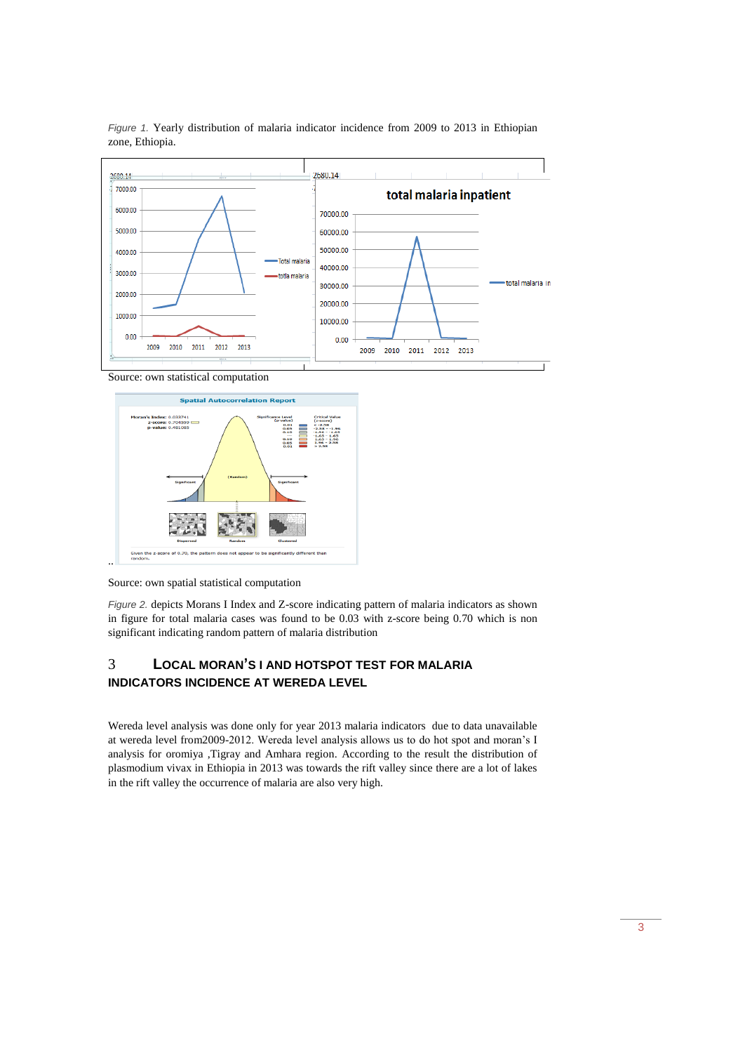*Figure 1.* Yearly distribution of malaria indicator incidence from 2009 to 2013 in Ethiopian zone, Ethiopia.

Source: own statistical computation

..

Source: own spatial statistical computation

*Figure 2.* depicts Morans I Index and Z-score indicating pattern of malaria indicators as shown in figure for total malaria cases was found to be 0.03 with z-score being 0.70 which is non significant indicating random pattern of malaria distribution

## 3 LOCAL MORAN'S I AND HOTSPOT TEST FOR MALARIA INDICATORS INCIDENCE AT WEREDA LEVEL

Wereda level analysis was done only for year 2013 malaria indicators due to data unavailable at wereda level from2009-2012. Wereda level analysis allows us to do hot spot and moran's I analysis for oromiya ,Tigray and Amhara region. According to the result the distribution of plasmodium vivax in Ethiopia in 2013 was towards the rift valley since there are a lot of lakes in the rift valley the occurrence of malaria are also very high.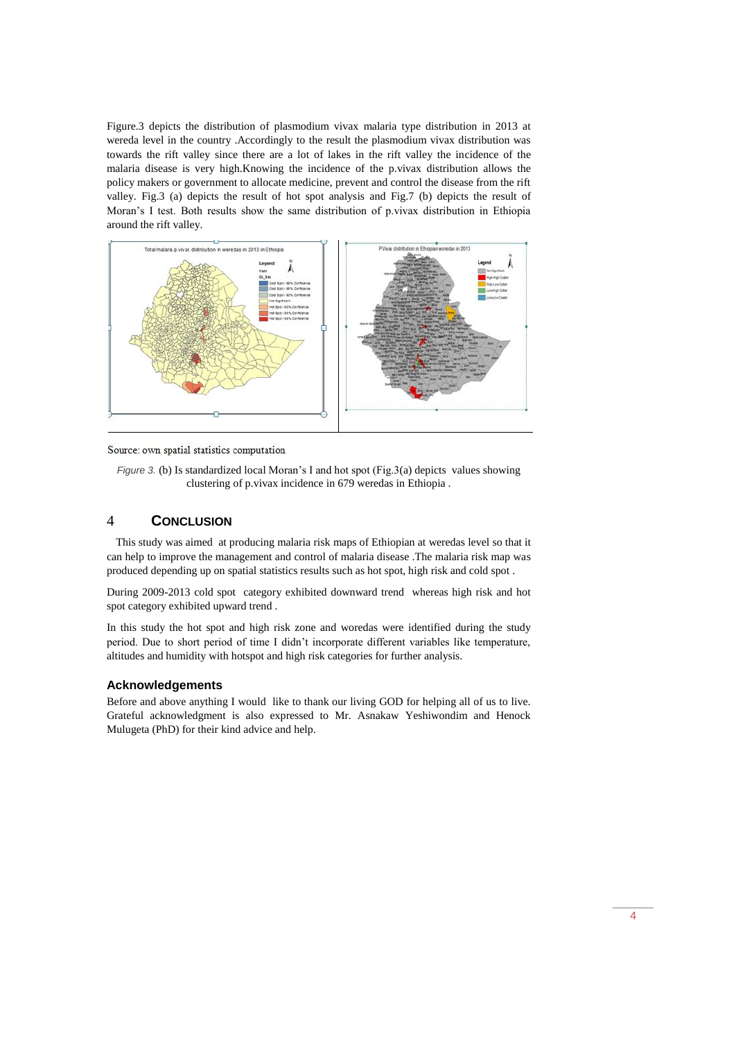Figure.3 depicts the distribution of plasmodium vivax malaria type distribution in 2013 at wereda level in the country .Accordingly to the result the plasmodium vivax distribution was towards the rift valley since there are a lot of lakes in the rift valley the incidence of the malaria disease is very high.Knowing the incidence of the p.vivax distribution allows the policy makers or government to allocate medicine, prevent and control the disease from the rift valley. Fig.3 (a) depicts the result of hot spot analysis and Fig.7 (b) depicts the result of Moran's I test. Both results show the same distribution of p.vivax distribution in Ethiopia around the rift valley.

Source: own spatial statistics computation

*Figure 3.* (b) Is standardized local Moran's I and hot spot (Fig.3(a) depicts values showing clustering of p.vivax incidence in 679 weredas in Ethiopia .

## 4 CONCLUSION

This study was aimed at producing malaria risk maps of Ethiopian at weredas level so that it can help to improve the management and control of malaria disease .The malaria risk map was produced depending up on spatial statistics results such as hot spot, high risk and cold spot .

During 2009-2013 cold spot category exhibited downward trend whereas high risk and hot spot category exhibited upward trend .

In this study the hot spot and high risk zone and woredas were identified during the study period. Due to short period of time I didn't incorporate different variables like temperature, altitudes and humidity with hotspot and high risk categories for further analysis.

### Acknowledgements

Before and above anything I would like to thank our living GOD for helping all of us to live. Grateful acknowledgment is also expressed to Mr. Asnakaw Yeshiwondim and Henock Mulugeta (PhD) for their kind advice and help.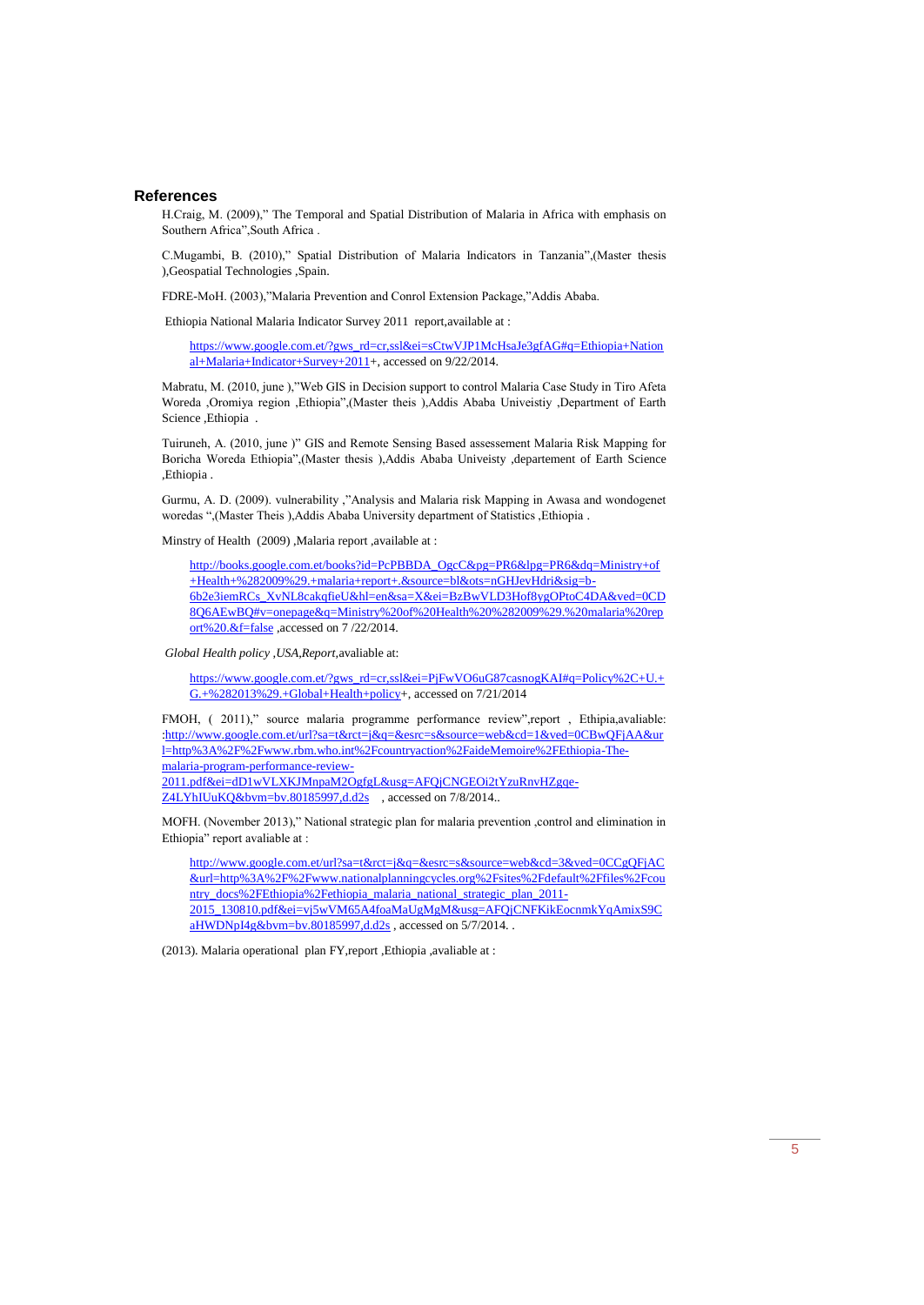## References

H.Craig, M. (2009)," The Temporal and Spatial Distribution of Malaria in Africa with emphasis on Southern Africa",South Africa .

C.Mugambi, B. (2010)," Spatial Distribution of Malaria Indicators in Tanzania",(Master thesis ),Geospatial Technologies ,Spain.

FDRE-MoH. (2003),"Malaria Prevention and Conrol Extension Package,"Addis Ababa.

Ethiopia National Malaria Indicator Survey 2011 report,available at :

https://www.google.com.et/?gws_rd=cr,ssl&ei=sCtwVJP1McHsaJe3gfAG#q=Ethiopia+National+Malaria+Indicator+Survey+2011+, accessed on 9/22/2014.

Mabratu, M. (2010, june ),"Web GIS in Decision support to control Malaria Case Study in Tiro Afeta Woreda ,Oromiya region ,Ethiopia",(Master theis ),Addis Ababa Univeistiy ,Department of Earth Science ,Ethiopia .

Tuiruneh, A. (2010, june )" GIS and Remote Sensing Based assessement Malaria Risk Mapping for Boricha Woreda Ethiopia",(Master thesis ),Addis Ababa Univeisty ,departement of Earth Science ,Ethiopia .

Gurmu, A. D. (2009). vulnerability ,"Analysis and Malaria risk Mapping in Awasa and wondogenet woredas ",(Master Theis ),Addis Ababa University department of Statistics ,Ethiopia .

Minstry of Health (2009) ,Malaria report ,available at :

http://books.google.com.et/books?id=PcPBBDA_OgcC&pg=PR6&lpg=PR6&dq=Ministry+of+Health+%282009%29.+malaria+report+.&source=bl&ots=nGHJevHdri&sig=b-6b2e3iemRCs_XvNL8cakqfieU&hl=en&sa=X&ei=BzBwVLD3Hof8ygOPtoC4DA&ved=0CD8Q6AEwBQ#v=onepage&q=Ministry%20of%20Health%20%282009%29.%20malaria%20report%20.&f=false ,accessed on 7 /22/2014.

*Global Health policy ,USA,Report,*avaliable at:

https://www.google.com.et/?gws_rd=cr,ssl&ei=PjFwVO6uG87casnogKAI#q=Policy%2C+U.+G.+%282013%29.+Global+Health+policy+, accessed on 7/21/2014

FMOH, ( 2011)," source malaria programme performance review",report , Ethipia,avaliable: :http://www.google.com.et/url?sa=t&rct=j&q=&esrc=s&source=web&cd=1&ved=0CBwQFjAA&url=http%3A%2F%2Fwww.rbm.who.int%2Fcountryaction%2FaideMemoire%2FEthiopia-The-malaria-program-performance-review-2011.pdf&ei=dD1wVLXKJMnpaM2OgfgL&usg=AFQjCNGEOi2tYzuRnvHZgqe-Z4LYhIUuKQ&bvm=bv.80185997,d.d2s , accessed on 7/8/2014..

MOFH. (November 2013)," National strategic plan for malaria prevention ,control and elimination in Ethiopia" report avaliable at :

http://www.google.com.et/url?sa=t&rct=j&q=&esrc=s&source=web&cd=3&ved=0CCgQFjAC&url=http%3A%2F%2Fwww.nationalplanningcycles.org%2Fsites%2Fdefault%2Ffiles%2Fcountry_docs%2FEthiopia%2Fethiopia_malaria_national_strategic_plan_2011-2015_130810.pdf&ei=vj5wVM65A4foaMaUgMgM&usg=AFQjCNFKikEocnmkYqAmixS9CaHWDNpI4g&bvm=bv.80185997,d.d2s , accessed on 5/7/2014. .

(2013). Malaria operational plan FY,report ,Ethiopia ,avaliable at :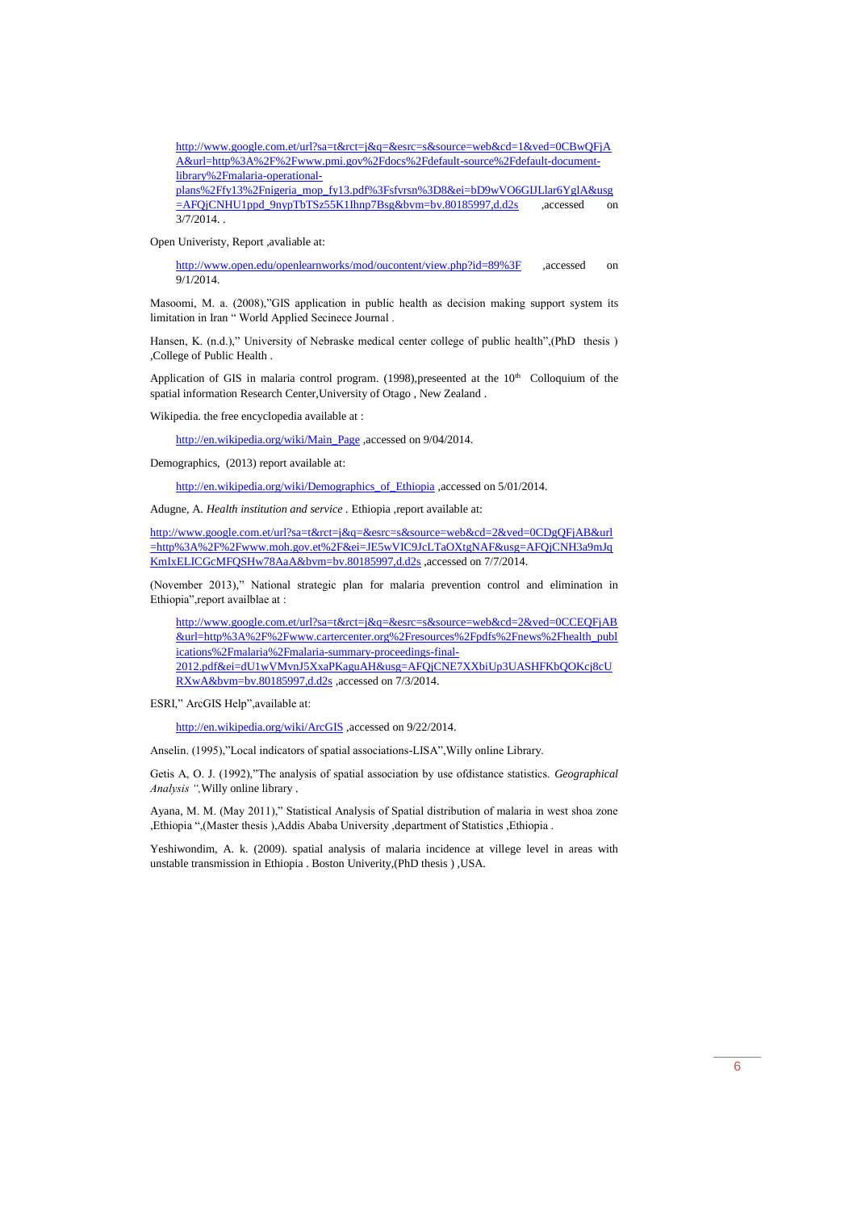http://www.google.com.et/url?sa=t&rct=j&q=&esrc=s&source=web&cd=1&ved=0CBwQFjAA&url=http%3A%2F%2Fwww.pmi.gov%2Fdocs%2Fdefault-source%2Fdefault-document-library%2Fmalaria-operational-plans%2Ffy13%2Fnigeria_mop_fy13.pdf%3Fsfvrsn%3D8&ei=bD9wVO6GIJLlar6YglA&usg=AFQjCNHU1ppd_9nypTbTSz55K1Ihnp7Bsg&bvm=bv.80185997,d.d2s ,accessed on 3/7/2014. .

Open Univeristy, Report ,avaliable at:

http://www.open.edu/openlearnworks/mod/oucontent/view.php?id=89%3F ,accessed on 9/1/2014.

Masoomi, M. a. (2008),"GIS application in public health as decision making support system its limitation in Iran " World Applied Secinece Journal .

Hansen, K. (n.d.)," University of Nebraske medical center college of public health",(PhD thesis ) ,College of Public Health .

Application of GIS in malaria control program. (1998),preseented at the 10th Colloquium of the spatial information Research Center,University of Otago , New Zealand .

Wikipedia. the free encyclopedia available at :

http://en.wikipedia.org/wiki/Main_Page ,accessed on 9/04/2014.

Demographics, (2013) report available at:

http://en.wikipedia.org/wiki/Demographics_of_Ethiopia ,accessed on 5/01/2014.

Adugne, A. *Health institution and service* . Ethiopia ,report available at:

http://www.google.com.et/url?sa=t&rct=j&q=&esrc=s&source=web&cd=2&ved=0CDgQFjAB&url=http%3A%2F%2Fwww.moh.gov.et%2F&ei=JE5wVIC9JcLTaOXtgNAF&usg=AFQjCNH3a9mJqKmIxELICGcMFQSHw78AaA&bvm=bv.80185997,d.d2s ,accessed on 7/7/2014.

(November 2013)," National strategic plan for malaria prevention control and elimination in Ethiopia",report availblae at :

http://www.google.com.et/url?sa=t&rct=j&q=&esrc=s&source=web&cd=2&ved=0CCEQFjAB&url=http%3A%2F%2Fwww.cartercenter.org%2Fresources%2Fpdfs%2Fnews%2Fhealth_publications%2Fmalaria%2Fmalaria-summary-proceedings-final-2012.pdf&ei=dU1wVMvnJ5XxaPKaguAH&usg=AFQjCNE7XXbiUp3UASHFKbQOKcj8cURXwA&bvm=bv.80185997,d.d2s ,accessed on 7/3/2014.

ESRI," ArcGIS Help",available at:

http://en.wikipedia.org/wiki/ArcGIS ,accessed on 9/22/2014.

Anselin. (1995),"Local indicators of spatial associations-LISA",Willy online Library.

Getis A, O. J. (1992),"The analysis of spatial association by use ofdistance statistics. *Geographical Analysis ",*Willy online library .

Ayana, M. M. (May 2011)," Statistical Analysis of Spatial distribution of malaria in west shoa zone ,Ethiopia ",(Master thesis ),Addis Ababa University ,department of Statistics ,Ethiopia .

Yeshiwondim, A. k. (2009). spatial analysis of malaria incidence at villege level in areas with unstable transmission in Ethiopia . Boston Univerity,(PhD thesis ) ,USA.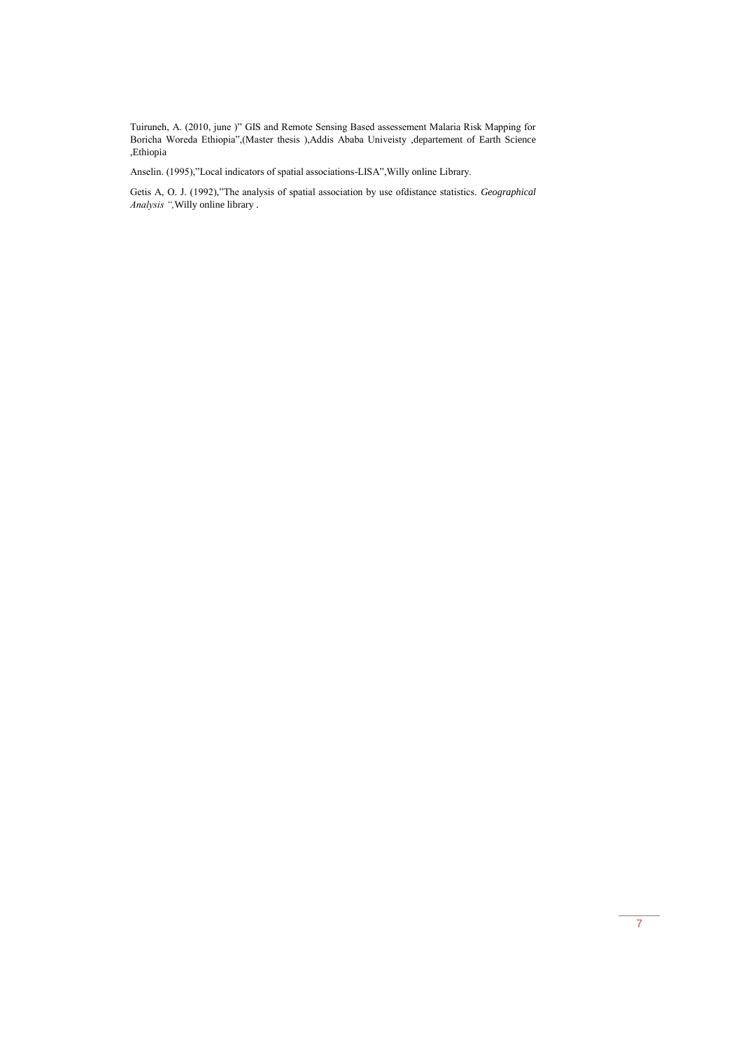Tuiruneh, A. (2010, june )" GIS and Remote Sensing Based assessement Malaria Risk Mapping for Boricha Woreda Ethiopia",(Master thesis ),Addis Ababa Univeisty ,departement of Earth Science ,Ethiopia

Anselin. (1995),"Local indicators of spatial associations-LISA",Willy online Library.

Getis A, O. J. (1992),"The analysis of spatial association by use ofdistance statistics. *Geographical Analysis ",*Willy online library .